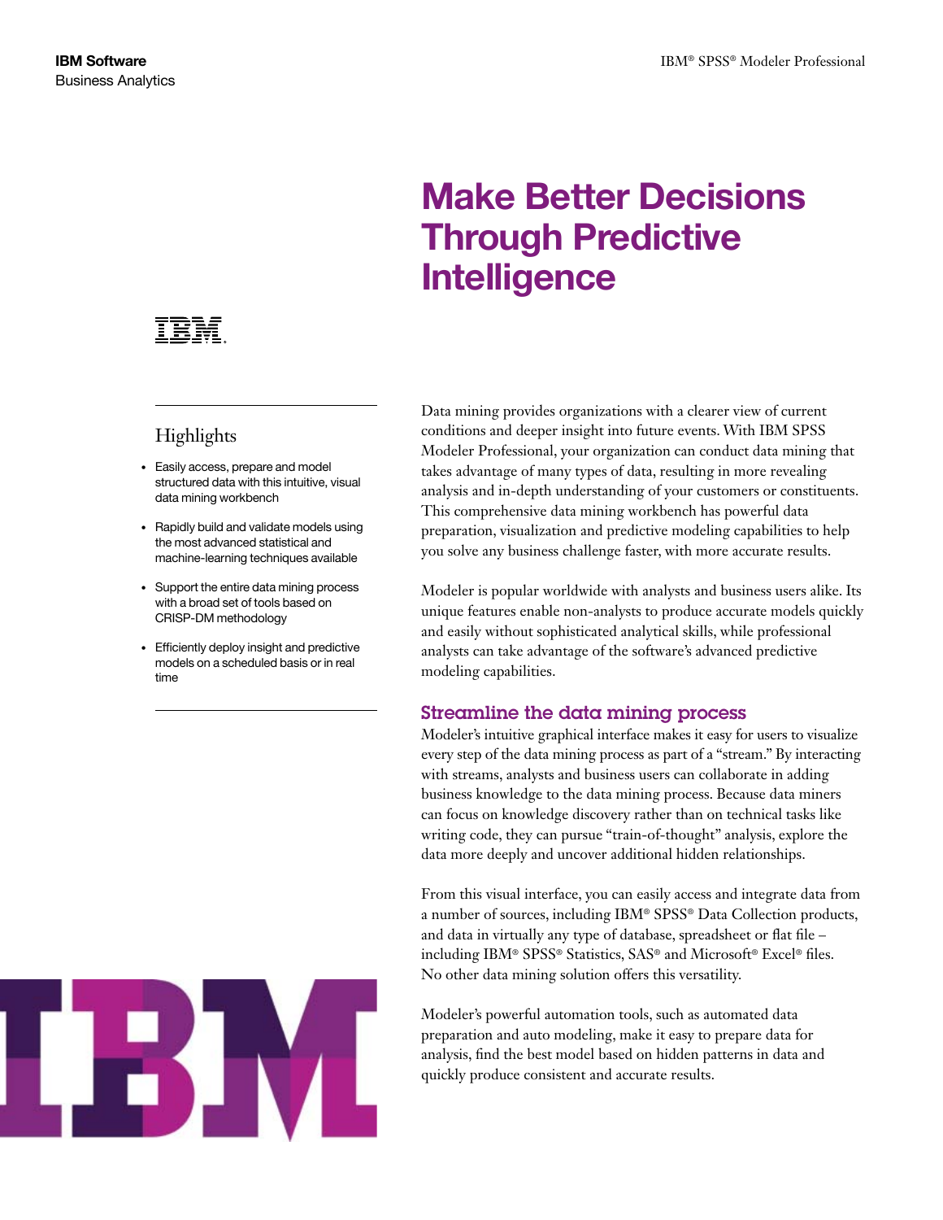IBM Software
Business Analytics

# Make Better Decisions Through Predictive Intelligence

## Highlights

- Easily access, prepare and model structured data with this intuitive, visual data mining workbench
- Rapidly build and validate models using the most advanced statistical and machine-learning techniques available
- Support the entire data mining process with a broad set of tools based on CRISP-DM methodology
- Efficiently deploy insight and predictive models on a scheduled basis or in real time

Data mining provides organizations with a clearer view of current conditions and deeper insight into future events. With IBM SPSS Modeler Professional, your organization can conduct data mining that takes advantage of many types of data, resulting in more revealing analysis and in-depth understanding of your customers or constituents. This comprehensive data mining workbench has powerful data preparation, visualization and predictive modeling capabilities to help you solve any business challenge faster, with more accurate results.

Modeler is popular worldwide with analysts and business users alike. Its unique features enable non-analysts to produce accurate models quickly and easily without sophisticated analytical skills, while professional analysts can take advantage of the software's advanced predictive modeling capabilities.

## Streamline the data mining process

Modeler's intuitive graphical interface makes it easy for users to visualize every step of the data mining process as part of a "stream." By interacting with streams, analysts and business users can collaborate in adding business knowledge to the data mining process. Because data miners can focus on knowledge discovery rather than on technical tasks like writing code, they can pursue "train-of-thought" analysis, explore the data more deeply and uncover additional hidden relationships.

From this visual interface, you can easily access and integrate data from a number of sources, including IBM® SPSS® Data Collection products, and data in virtually any type of database, spreadsheet or flat file – including IBM® SPSS® Statistics, SAS® and Microsoft® Excel® files. No other data mining solution offers this versatility.

Modeler's powerful automation tools, such as automated data preparation and auto modeling, make it easy to prepare data for analysis, find the best model based on hidden patterns in data and quickly produce consistent and accurate results.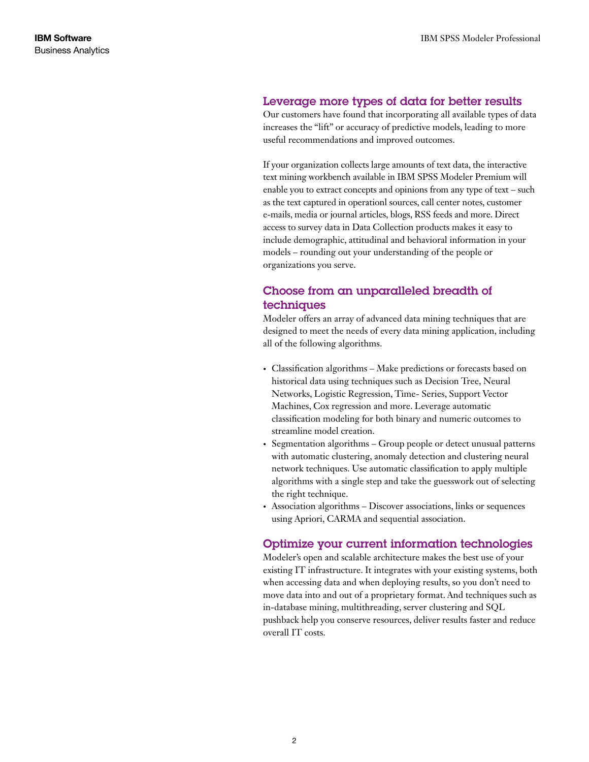## Leverage more types of data for better results

Our customers have found that incorporating all available types of data increases the "lift" or accuracy of predictive models, leading to more useful recommendations and improved outcomes.

If your organization collects large amounts of text data, the interactive text mining workbench available in IBM SPSS Modeler Premium will enable you to extract concepts and opinions from any type of text – such as the text captured in operationl sources, call center notes, customer e-mails, media or journal articles, blogs, RSS feeds and more. Direct access to survey data in Data Collection products makes it easy to include demographic, attitudinal and behavioral information in your models – rounding out your understanding of the people or organizations you serve.

## Choose from an unparalleled breadth of techniques

Modeler offers an array of advanced data mining techniques that are designed to meet the needs of every data mining application, including all of the following algorithms.

- Classification algorithms – Make predictions or forecasts based on historical data using techniques such as Decision Tree, Neural Networks, Logistic Regression, Time- Series, Support Vector Machines, Cox regression and more. Leverage automatic classification modeling for both binary and numeric outcomes to streamline model creation.
- Segmentation algorithms – Group people or detect unusual patterns with automatic clustering, anomaly detection and clustering neural network techniques. Use automatic classification to apply multiple algorithms with a single step and take the guesswork out of selecting the right technique.
- Association algorithms – Discover associations, links or sequences using Apriori, CARMA and sequential association.

## Optimize your current information technologies

Modeler's open and scalable architecture makes the best use of your existing IT infrastructure. It integrates with your existing systems, both when accessing data and when deploying results, so you don't need to move data into and out of a proprietary format. And techniques such as in-database mining, multithreading, server clustering and SQL pushback help you conserve resources, deliver results faster and reduce overall IT costs.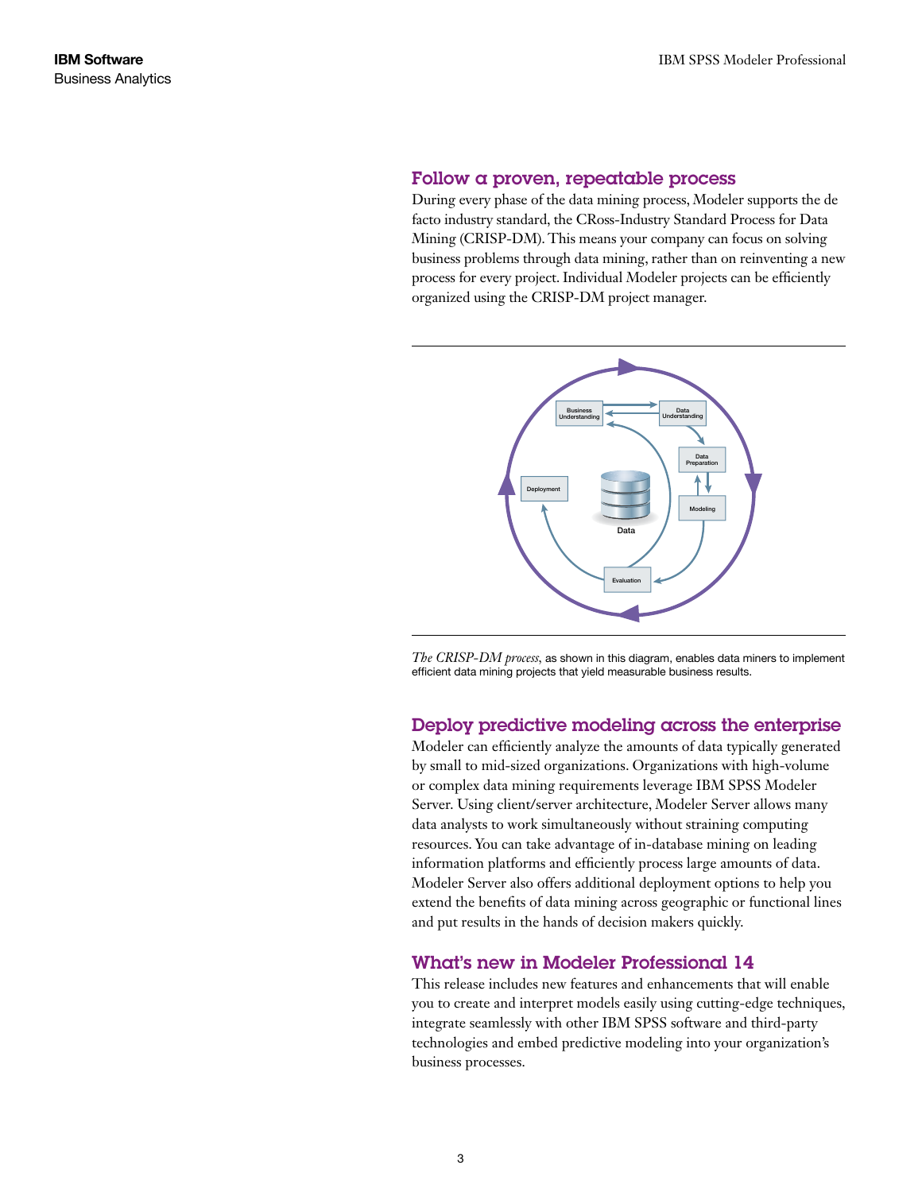## Follow a proven, repeatable process

During every phase of the data mining process, Modeler supports the de facto industry standard, the CRoss-Industry Standard Process for Data Mining (CRISP-DM). This means your company can focus on solving business problems through data mining, rather than on reinventing a new process for every project. Individual Modeler projects can be efficiently organized using the CRISP-DM project manager.

*The CRISP-DM process*, as shown in this diagram, enables data miners to implement efficient data mining projects that yield measurable business results.

## Deploy predictive modeling across the enterprise

Modeler can efficiently analyze the amounts of data typically generated by small to mid-sized organizations. Organizations with high-volume or complex data mining requirements leverage IBM SPSS Modeler Server. Using client/server architecture, Modeler Server allows many data analysts to work simultaneously without straining computing resources. You can take advantage of in-database mining on leading information platforms and efficiently process large amounts of data. Modeler Server also offers additional deployment options to help you extend the benefits of data mining across geographic or functional lines and put results in the hands of decision makers quickly.

## What's new in Modeler Professional 14

This release includes new features and enhancements that will enable you to create and interpret models easily using cutting-edge techniques, integrate seamlessly with other IBM SPSS software and third-party technologies and embed predictive modeling into your organization's business processes.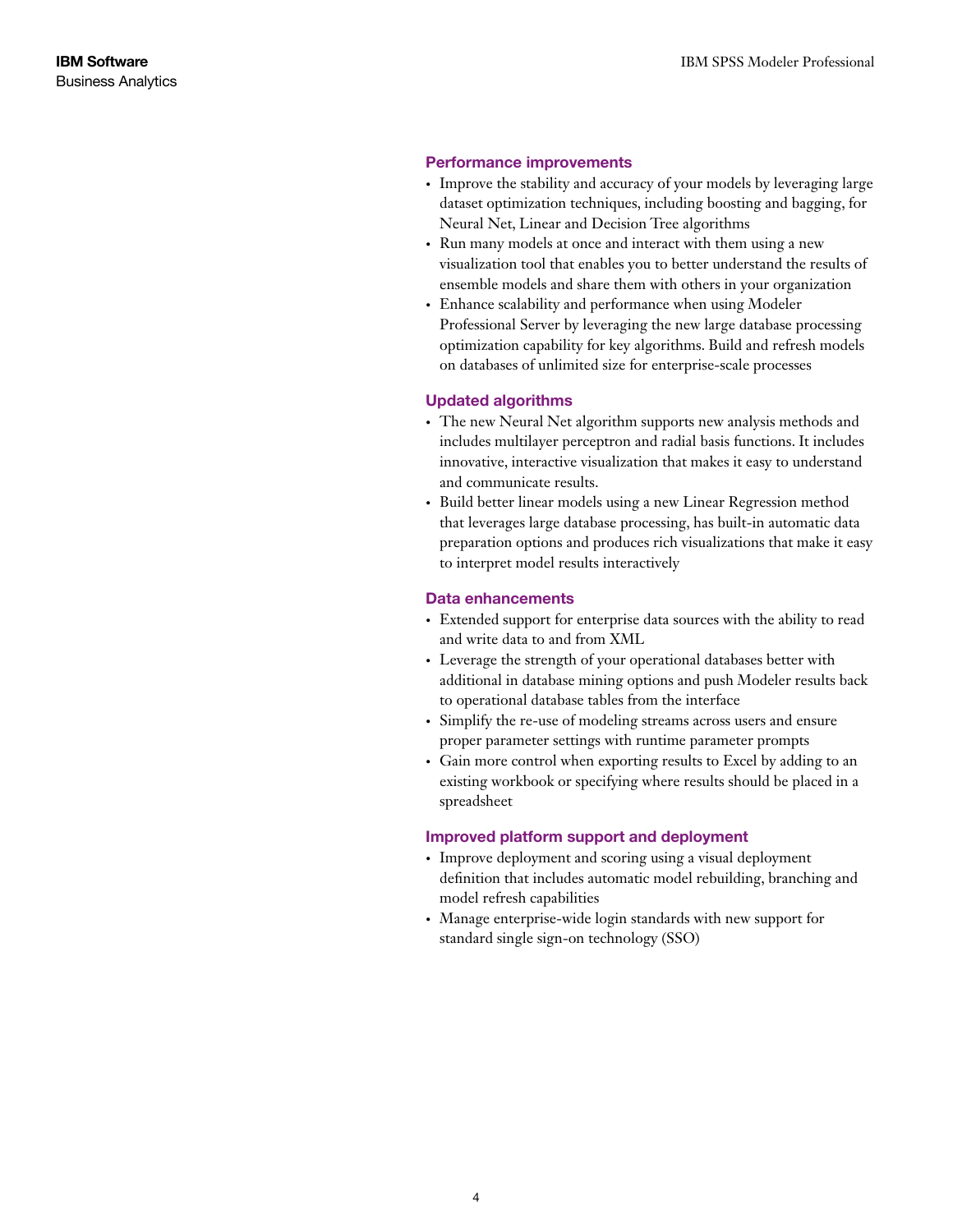### Performance improvements

- Improve the stability and accuracy of your models by leveraging large dataset optimization techniques, including boosting and bagging, for Neural Net, Linear and Decision Tree algorithms
- Run many models at once and interact with them using a new visualization tool that enables you to better understand the results of ensemble models and share them with others in your organization
- Enhance scalability and performance when using Modeler Professional Server by leveraging the new large database processing optimization capability for key algorithms. Build and refresh models on databases of unlimited size for enterprise-scale processes

### Updated algorithms

- The new Neural Net algorithm supports new analysis methods and includes multilayer perceptron and radial basis functions. It includes innovative, interactive visualization that makes it easy to understand and communicate results.
- Build better linear models using a new Linear Regression method that leverages large database processing, has built-in automatic data preparation options and produces rich visualizations that make it easy to interpret model results interactively

### Data enhancements

- Extended support for enterprise data sources with the ability to read and write data to and from XML
- Leverage the strength of your operational databases better with additional in database mining options and push Modeler results back to operational database tables from the interface
- Simplify the re-use of modeling streams across users and ensure proper parameter settings with runtime parameter prompts
- Gain more control when exporting results to Excel by adding to an existing workbook or specifying where results should be placed in a spreadsheet

### Improved platform support and deployment

- Improve deployment and scoring using a visual deployment definition that includes automatic model rebuilding, branching and model refresh capabilities
- Manage enterprise-wide login standards with new support for standard single sign-on technology (SSO)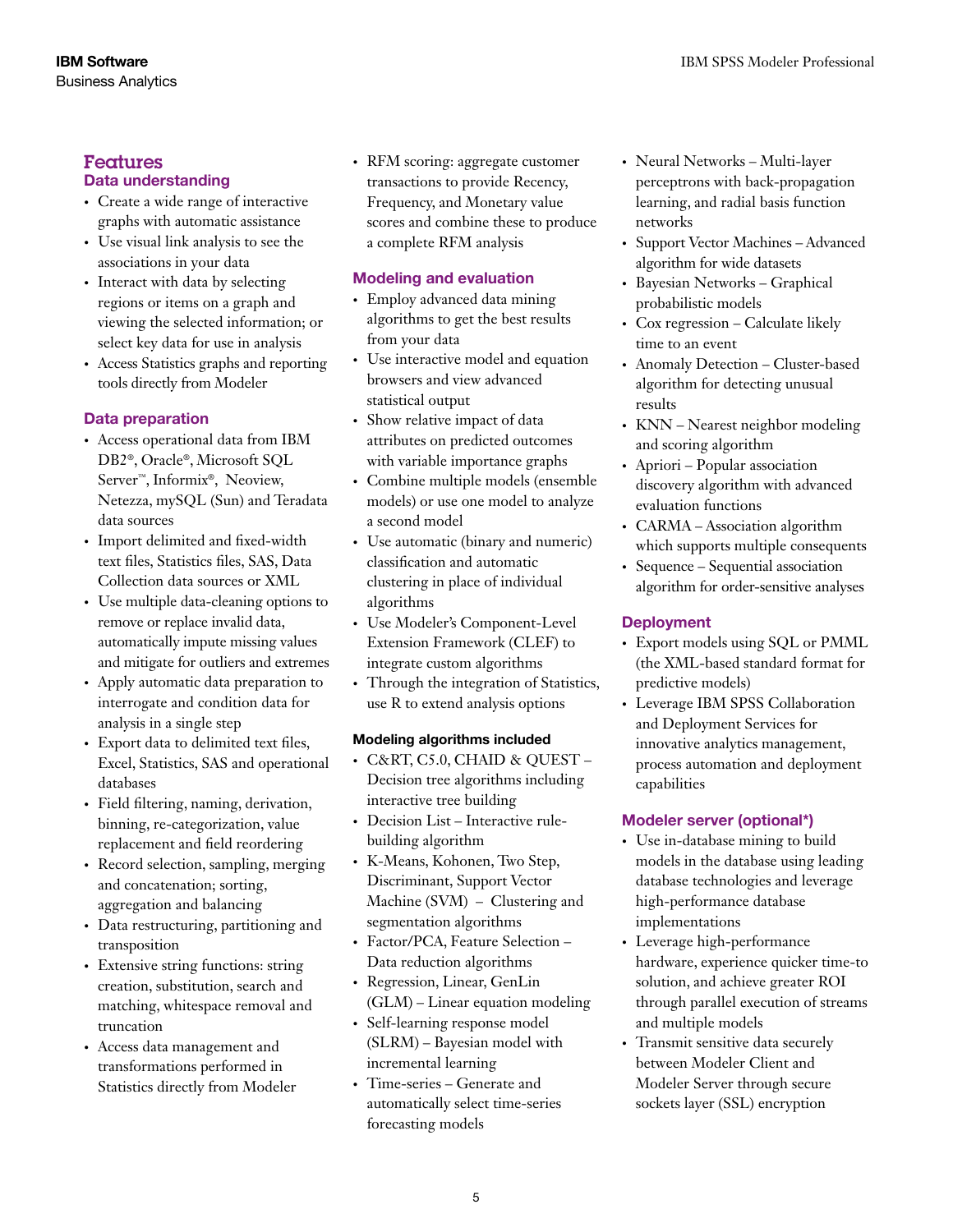## Features

### Data understanding

- Create a wide range of interactive graphs with automatic assistance
- Use visual link analysis to see the associations in your data
- Interact with data by selecting regions or items on a graph and viewing the selected information; or select key data for use in analysis
- Access Statistics graphs and reporting tools directly from Modeler

### Data preparation

- Access operational data from IBM DB2®, Oracle®, Microsoft SQL Server™, Informix®, Neoview, Netezza, mySQL (Sun) and Teradata data sources
- Import delimited and fixed-width text files, Statistics files, SAS, Data Collection data sources or XML
- Use multiple data-cleaning options to remove or replace invalid data, automatically impute missing values and mitigate for outliers and extremes
- Apply automatic data preparation to interrogate and condition data for analysis in a single step
- Export data to delimited text files, Excel, Statistics, SAS and operational databases
- Field filtering, naming, derivation, binning, re-categorization, value replacement and field reordering
- Record selection, sampling, merging and concatenation; sorting, aggregation and balancing
- Data restructuring, partitioning and transposition
- Extensive string functions: string creation, substitution, search and matching, whitespace removal and truncation
- Access data management and transformations performed in Statistics directly from Modeler
- RFM scoring: aggregate customer transactions to provide Recency, Frequency, and Monetary value scores and combine these to produce a complete RFM analysis

### Modeling and evaluation

- Employ advanced data mining algorithms to get the best results from your data
- Use interactive model and equation browsers and view advanced statistical output
- Show relative impact of data attributes on predicted outcomes with variable importance graphs
- Combine multiple models (ensemble models) or use one model to analyze a second model
- Use automatic (binary and numeric) classification and automatic clustering in place of individual algorithms
- Use Modeler's Component-Level Extension Framework (CLEF) to integrate custom algorithms
- Through the integration of Statistics, use R to extend analysis options

#### Modeling algorithms included

- C&RT, C5.0, CHAID & QUEST – Decision tree algorithms including interactive tree building
- Decision List – Interactive rule-building algorithm
- K-Means, Kohonen, Two Step, Discriminant, Support Vector Machine (SVM) – Clustering and segmentation algorithms
- Factor/PCA, Feature Selection – Data reduction algorithms
- Regression, Linear, GenLin (GLM) – Linear equation modeling
- Self-learning response model (SLRM) – Bayesian model with incremental learning
- Time-series – Generate and automatically select time-series forecasting models
- Neural Networks – Multi-layer perceptrons with back-propagation learning, and radial basis function networks
- Support Vector Machines – Advanced algorithm for wide datasets
- Bayesian Networks – Graphical probabilistic models
- Cox regression – Calculate likely time to an event
- Anomaly Detection – Cluster-based algorithm for detecting unusual results
- KNN – Nearest neighbor modeling and scoring algorithm
- Apriori – Popular association discovery algorithm with advanced evaluation functions
- CARMA – Association algorithm which supports multiple consequents
- Sequence – Sequential association algorithm for order-sensitive analyses

### Deployment

- Export models using SQL or PMML (the XML-based standard format for predictive models)
- Leverage IBM SPSS Collaboration and Deployment Services for innovative analytics management, process automation and deployment capabilities

### Modeler server (optional*)

- Use in-database mining to build models in the database using leading database technologies and leverage high-performance database implementations
- Leverage high-performance hardware, experience quicker time-to solution, and achieve greater ROI through parallel execution of streams and multiple models
- Transmit sensitive data securely between Modeler Client and Modeler Server through secure sockets layer (SSL) encryption